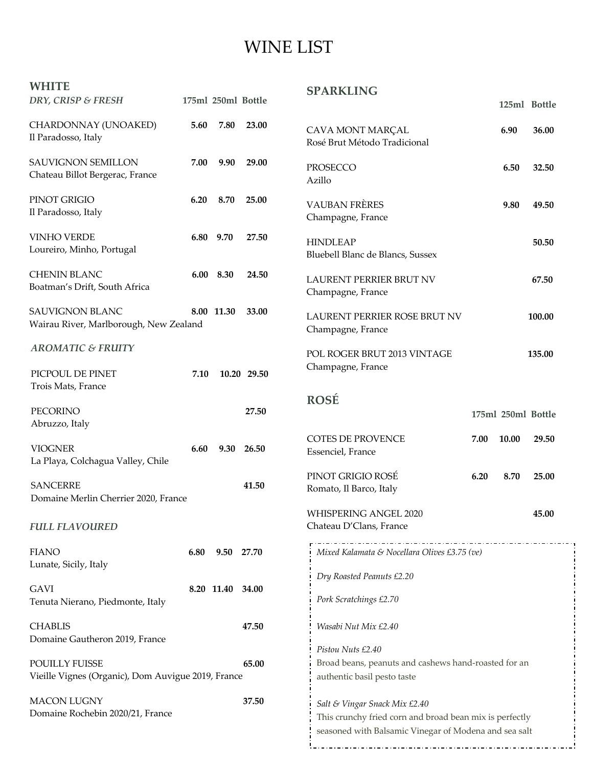# WINE LIST

## WHITE

### *DRY, CRISP & FRESH*

| Wine | 175ml | 250ml | Bottle |
|---|---|---|---|
| CHARDONNAY (UNOAKED)<br>Il Paradosso, Italy | **5.60** | **7.80** | **23.00** |
| SAUVIGNON SEMILLON<br>Chateau Billot Bergerac, France | **7.00** | **9.90** | **29.00** |
| PINOT GRIGIO<br>Il Paradosso, Italy | **6.20** | **8.70** | **25.00** |
| VINHO VERDE<br>Loureiro, Minho, Portugal | **6.80** | **9.70** | **27.50** |
| CHENIN BLANC<br>Boatman's Drift, South Africa | **6.00** | **8.30** | **24.50** |
| SAUVIGNON BLANC<br>Wairau River, Marlborough, New Zealand | **8.00** | **11.30** | **33.00** |

### *AROMATIC & FRUITY*

| Wine | 175ml | 250ml | Bottle |
|---|---|---|---|
| PICPOUL DE PINET<br>Trois Mats, France | **7.10** | **10.20** | **29.50** |
| PECORINO<br>Abruzzo, Italy | | | **27.50** |
| VIOGNER<br>La Playa, Colchagua Valley, Chile | **6.60** | **9.30** | **26.50** |
| SANCERRE<br>Domaine Merlin Cherrier 2020, France | | | **41.50** |

### *FULL FLAVOURED*

| Wine | 175ml | 250ml | Bottle |
|---|---|---|---|
| FIANO<br>Lunate, Sicily, Italy | **6.80** | **9.50** | **27.70** |
| GAVI<br>Tenuta Nierano, Piedmonte, Italy | **8.20** | **11.40** | **34.00** |
| CHABLIS<br>Domaine Gautheron 2019, France | | | **47.50** |
| POUILLY FUISSE<br>Vieille Vignes (Organic), Dom Auvigue 2019, France | | | **65.00** |
| MACON LUGNY<br>Domaine Rochebin 2020/21, France | | | **37.50** |

## SPARKLING

| Wine | 125ml | Bottle |
|---|---|---|
| CAVA MONT MARÇAL<br>Rosé Brut Método Tradicional | **6.90** | **36.00** |
| PROSECCO<br>Azillo | **6.50** | **32.50** |
| VAUBAN FRÈRES<br>Champagne, France | **9.80** | **49.50** |
| HINDLEAP<br>Bluebell Blanc de Blancs, Sussex | | **50.50** |
| LAURENT PERRIER BRUT NV<br>Champagne, France | | **67.50** |
| LAURENT PERRIER ROSE BRUT NV<br>Champagne, France | | **100.00** |
| POL ROGER BRUT 2013 VINTAGE<br>Champagne, France | | **135.00** |

## ROSÉ

| Wine | 175ml | 250ml | Bottle |
|---|---|---|---|
| COTES DE PROVENCE<br>Essenciel, France | **7.00** | **10.00** | **29.50** |
| PINOT GRIGIO ROSÉ<br>Romato, Il Barco, Italy | **6.20** | **8.70** | **25.00** |
| WHISPERING ANGEL 2020<br>Chateau D'Clans, France | | | **45.00** |

*Mixed Kalamata & Nocellara Olives £3.75 (ve)*

*Dry Roasted Peanuts £2.20*

*Pork Scratchings £2.70*

*Wasabi Nut Mix £2.40*

*Pistou Nuts £2.40*
Broad beans, peanuts and cashews hand-roasted for an authentic basil pesto taste

*Salt & Vingar Snack Mix £2.40*
This crunchy fried corn and broad bean mix is perfectly seasoned with Balsamic Vinegar of Modena and sea salt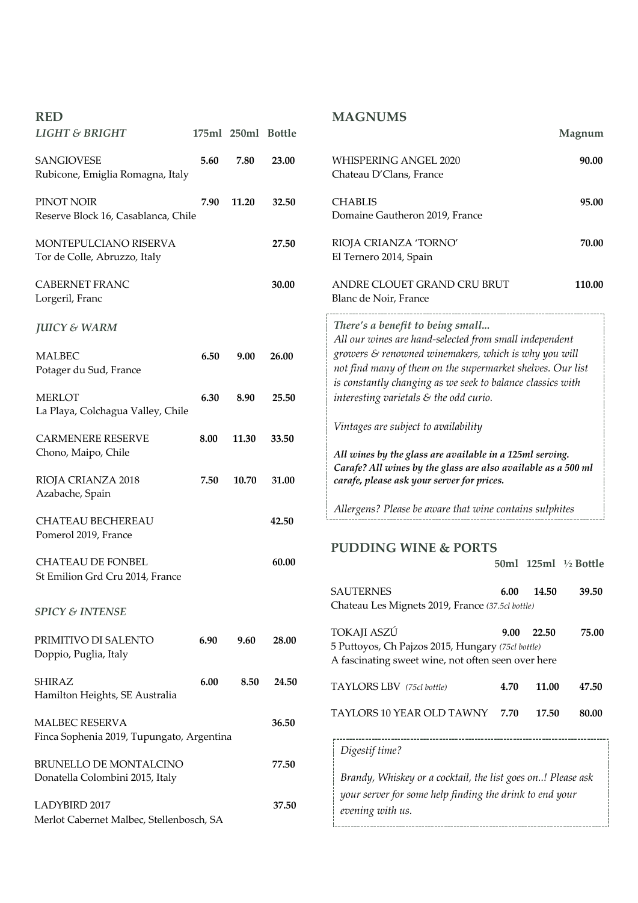## RED

| *LIGHT & BRIGHT* | 175ml | 250ml | Bottle |
| --- | --- | --- | --- |
| SANGIOVESE<br>Rubicone, Emiglia Romagna, Italy | 5.60 | 7.80 | 23.00 |
| PINOT NOIR<br>Reserve Block 16, Casablanca, Chile | 7.90 | 11.20 | 32.50 |
| MONTEPULCIANO RISERVA<br>Tor de Colle, Abruzzo, Italy | | | 27.50 |
| CABERNET FRANC<br>Lorgeril, Franc | | | 30.00 |

| *JUICY & WARM* | 175ml | 250ml | Bottle |
| --- | --- | --- | --- |
| MALBEC<br>Potager du Sud, France | 6.50 | 9.00 | 26.00 |
| MERLOT<br>La Playa, Colchagua Valley, Chile | 6.30 | 8.90 | 25.50 |
| CARMENERE RESERVE<br>Chono, Maipo, Chile | 8.00 | 11.30 | 33.50 |
| RIOJA CRIANZA 2018<br>Azabache, Spain | 7.50 | 10.70 | 31.00 |
| CHATEAU BECHEREAU<br>Pomerol 2019, France | | | 42.50 |
| CHATEAU DE FONBEL<br>St Emilion Grd Cru 2014, France | | | 60.00 |

| *SPICY & INTENSE* | 175ml | 250ml | Bottle |
| --- | --- | --- | --- |
| PRIMITIVO DI SALENTO<br>Doppio, Puglia, Italy | 6.90 | 9.60 | 28.00 |
| SHIRAZ<br>Hamilton Heights, SE Australia | 6.00 | 8.50 | 24.50 |
| MALBEC RESERVA<br>Finca Sophenia 2019, Tupungato, Argentina | | | 36.50 |
| BRUNELLO DE MONTALCINO<br>Donatella Colombini 2015, Italy | | | 77.50 |
| LADYBIRD 2017<br>Merlot Cabernet Malbec, Stellenbosch, SA | | | 37.50 |

## MAGNUMS

| | Magnum |
| --- | --- |
| WHISPERING ANGEL 2020<br>Chateau D'Clans, France | 90.00 |
| CHABLIS<br>Domaine Gautheron 2019, France | 95.00 |
| RIOJA CRIANZA 'TORNO'<br>El Ternero 2014, Spain | 70.00 |
| ANDRE CLOUET GRAND CRU BRUT<br>Blanc de Noir, France | 110.00 |

*There's a benefit to being small...*
*All our wines are hand-selected from small independent growers & renowned winemakers, which is why you will not find many of them on the supermarket shelves. Our list is constantly changing as we seek to balance classics with interesting varietals & the odd curio.*

*Vintages are subject to availability*

***All wines by the glass are available in a 125ml serving. Carafe? All wines by the glass are also available as a 500 ml carafe, please ask your server for prices.***

*Allergens? Please be aware that wine contains sulphites*

## PUDDING WINE & PORTS

| | 50ml | 125ml | ½ Bottle |
| --- | --- | --- | --- |
| SAUTERNES<br>Chateau Les Mignets 2019, France *(37.5cl bottle)* | 6.00 | 14.50 | 39.50 |
| TOKAJI ASZÚ<br>5 Puttoyos, Ch Pajzos 2015, Hungary *(75cl bottle)*<br>A fascinating sweet wine, not often seen over here | 9.00 | 22.50 | 75.00 |
| TAYLORS LBV *(75cl bottle)* | 4.70 | 11.00 | 47.50 |
| TAYLORS 10 YEAR OLD TAWNY | 7.70 | 17.50 | 80.00 |

*Digestif time?*

*Brandy, Whiskey or a cocktail, the list goes on..! Please ask your server for some help finding the drink to end your evening with us.*